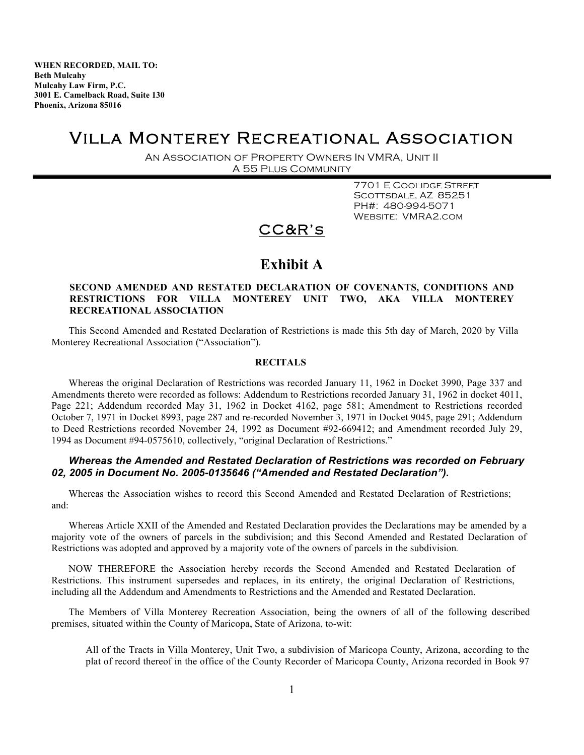**WHEN RECORDED, MAIL TO:**
**Beth Mulcahy**
**Mulcahy Law Firm, P.C.**
**3001 E. Camelback Road, Suite 130**
**Phoenix, Arizona 85016**

# Villa Monterey Recreational Association

An Association of Property Owners In VMRA, Unit II
A 55 Plus Community

7701 E Coolidge Street
Scottsdale, AZ 85251
PH#: 480-994-5071
Website: VMRA2.com

## CC&R's

## Exhibit A

**SECOND AMENDED AND RESTATED DECLARATION OF COVENANTS, CONDITIONS AND RESTRICTIONS FOR VILLA MONTEREY UNIT TWO, AKA VILLA MONTEREY RECREATIONAL ASSOCIATION**

This Second Amended and Restated Declaration of Restrictions is made this 5th day of March, 2020 by Villa Monterey Recreational Association ("Association").

**RECITALS**

Whereas the original Declaration of Restrictions was recorded January 11, 1962 in Docket 3990, Page 337 and Amendments thereto were recorded as follows: Addendum to Restrictions recorded January 31, 1962 in docket 4011, Page 221; Addendum recorded May 31, 1962 in Docket 4162, page 581; Amendment to Restrictions recorded October 7, 1971 in Docket 8993, page 287 and re-recorded November 3, 1971 in Docket 9045, page 291; Addendum to Deed Restrictions recorded November 24, 1992 as Document #92-669412; and Amendment recorded July 29, 1994 as Document #94-0575610, collectively, "original Declaration of Restrictions."

***Whereas the Amended and Restated Declaration of Restrictions was recorded on February 02, 2005 in Document No. 2005-0135646 ("Amended and Restated Declaration").***

Whereas the Association wishes to record this Second Amended and Restated Declaration of Restrictions; and:

Whereas Article XXII of the Amended and Restated Declaration provides the Declarations may be amended by a majority vote of the owners of parcels in the subdivision; and this Second Amended and Restated Declaration of Restrictions was adopted and approved by a majority vote of the owners of parcels in the subdivision.

NOW THEREFORE the Association hereby records the Second Amended and Restated Declaration of Restrictions. This instrument supersedes and replaces, in its entirety, the original Declaration of Restrictions, including all the Addendum and Amendments to Restrictions and the Amended and Restated Declaration.

The Members of Villa Monterey Recreation Association, being the owners of all of the following described premises, situated within the County of Maricopa, State of Arizona, to-wit:

> All of the Tracts in Villa Monterey, Unit Two, a subdivision of Maricopa County, Arizona, according to the plat of record thereof in the office of the County Recorder of Maricopa County, Arizona recorded in Book 97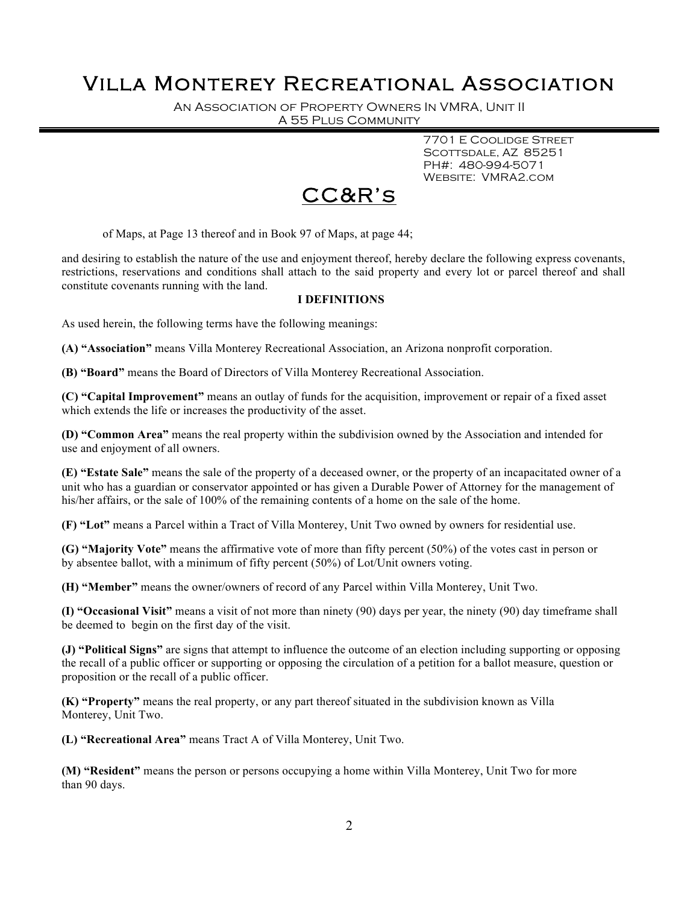of Maps, at Page 13 thereof and in Book 97 of Maps, at page 44;

and desiring to establish the nature of the use and enjoyment thereof, hereby declare the following express covenants, restrictions, reservations and conditions shall attach to the said property and every lot or parcel thereof and shall constitute covenants running with the land.

## I DEFINITIONS

As used herein, the following terms have the following meanings:

**(A) "Association"** means Villa Monterey Recreational Association, an Arizona nonprofit corporation.

**(B) "Board"** means the Board of Directors of Villa Monterey Recreational Association.

**(C) "Capital Improvement"** means an outlay of funds for the acquisition, improvement or repair of a fixed asset which extends the life or increases the productivity of the asset.

**(D) "Common Area"** means the real property within the subdivision owned by the Association and intended for use and enjoyment of all owners.

**(E) "Estate Sale"** means the sale of the property of a deceased owner, or the property of an incapacitated owner of a unit who has a guardian or conservator appointed or has given a Durable Power of Attorney for the management of his/her affairs, or the sale of 100% of the remaining contents of a home on the sale of the home.

**(F) "Lot"** means a Parcel within a Tract of Villa Monterey, Unit Two owned by owners for residential use.

**(G) "Majority Vote"** means the affirmative vote of more than fifty percent (50%) of the votes cast in person or by absentee ballot, with a minimum of fifty percent (50%) of Lot/Unit owners voting.

**(H) "Member"** means the owner/owners of record of any Parcel within Villa Monterey, Unit Two.

**(I) "Occasional Visit"** means a visit of not more than ninety (90) days per year, the ninety (90) day timeframe shall be deemed to begin on the first day of the visit.

**(J) "Political Signs"** are signs that attempt to influence the outcome of an election including supporting or opposing the recall of a public officer or supporting or opposing the circulation of a petition for a ballot measure, question or proposition or the recall of a public officer.

**(K) "Property"** means the real property, or any part thereof situated in the subdivision known as Villa Monterey, Unit Two.

**(L) "Recreational Area"** means Tract A of Villa Monterey, Unit Two.

**(M) "Resident"** means the person or persons occupying a home within Villa Monterey, Unit Two for more than 90 days.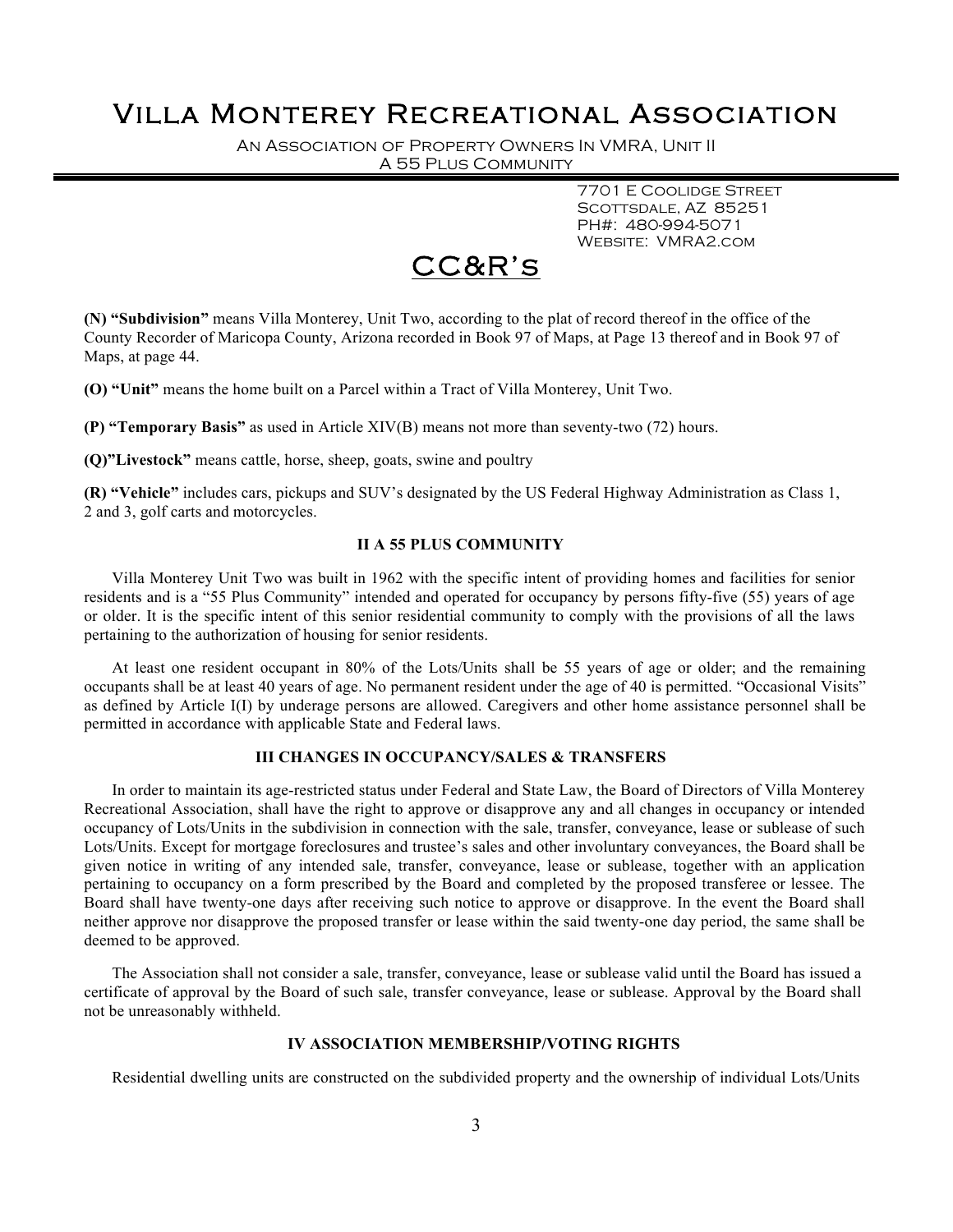# Villa Monterey Recreational Association

An Association of Property Owners In VMRA, Unit II
A 55 Plus Community

7701 E Coolidge Street
Scottsdale, AZ 85251
PH#: 480-994-5071
Website: VMRA2.com

## CC&R's

**(N) "Subdivision"** means Villa Monterey, Unit Two, according to the plat of record thereof in the office of the County Recorder of Maricopa County, Arizona recorded in Book 97 of Maps, at Page 13 thereof and in Book 97 of Maps, at page 44.

**(O) "Unit"** means the home built on a Parcel within a Tract of Villa Monterey, Unit Two.

**(P) "Temporary Basis"** as used in Article XIV(B) means not more than seventy-two (72) hours.

**(Q)"Livestock"** means cattle, horse, sheep, goats, swine and poultry

**(R) "Vehicle"** includes cars, pickups and SUV's designated by the US Federal Highway Administration as Class 1, 2 and 3, golf carts and motorcycles.

### II A 55 PLUS COMMUNITY

Villa Monterey Unit Two was built in 1962 with the specific intent of providing homes and facilities for senior residents and is a "55 Plus Community" intended and operated for occupancy by persons fifty-five (55) years of age or older. It is the specific intent of this senior residential community to comply with the provisions of all the laws pertaining to the authorization of housing for senior residents.

At least one resident occupant in 80% of the Lots/Units shall be 55 years of age or older; and the remaining occupants shall be at least 40 years of age. No permanent resident under the age of 40 is permitted. "Occasional Visits" as defined by Article I(I) by underage persons are allowed. Caregivers and other home assistance personnel shall be permitted in accordance with applicable State and Federal laws.

### III CHANGES IN OCCUPANCY/SALES & TRANSFERS

In order to maintain its age-restricted status under Federal and State Law, the Board of Directors of Villa Monterey Recreational Association, shall have the right to approve or disapprove any and all changes in occupancy or intended occupancy of Lots/Units in the subdivision in connection with the sale, transfer, conveyance, lease or sublease of such Lots/Units. Except for mortgage foreclosures and trustee's sales and other involuntary conveyances, the Board shall be given notice in writing of any intended sale, transfer, conveyance, lease or sublease, together with an application pertaining to occupancy on a form prescribed by the Board and completed by the proposed transferee or lessee. The Board shall have twenty-one days after receiving such notice to approve or disapprove. In the event the Board shall neither approve nor disapprove the proposed transfer or lease within the said twenty-one day period, the same shall be deemed to be approved.

The Association shall not consider a sale, transfer, conveyance, lease or sublease valid until the Board has issued a certificate of approval by the Board of such sale, transfer conveyance, lease or sublease. Approval by the Board shall not be unreasonably withheld.

### IV ASSOCIATION MEMBERSHIP/VOTING RIGHTS

Residential dwelling units are constructed on the subdivided property and the ownership of individual Lots/Units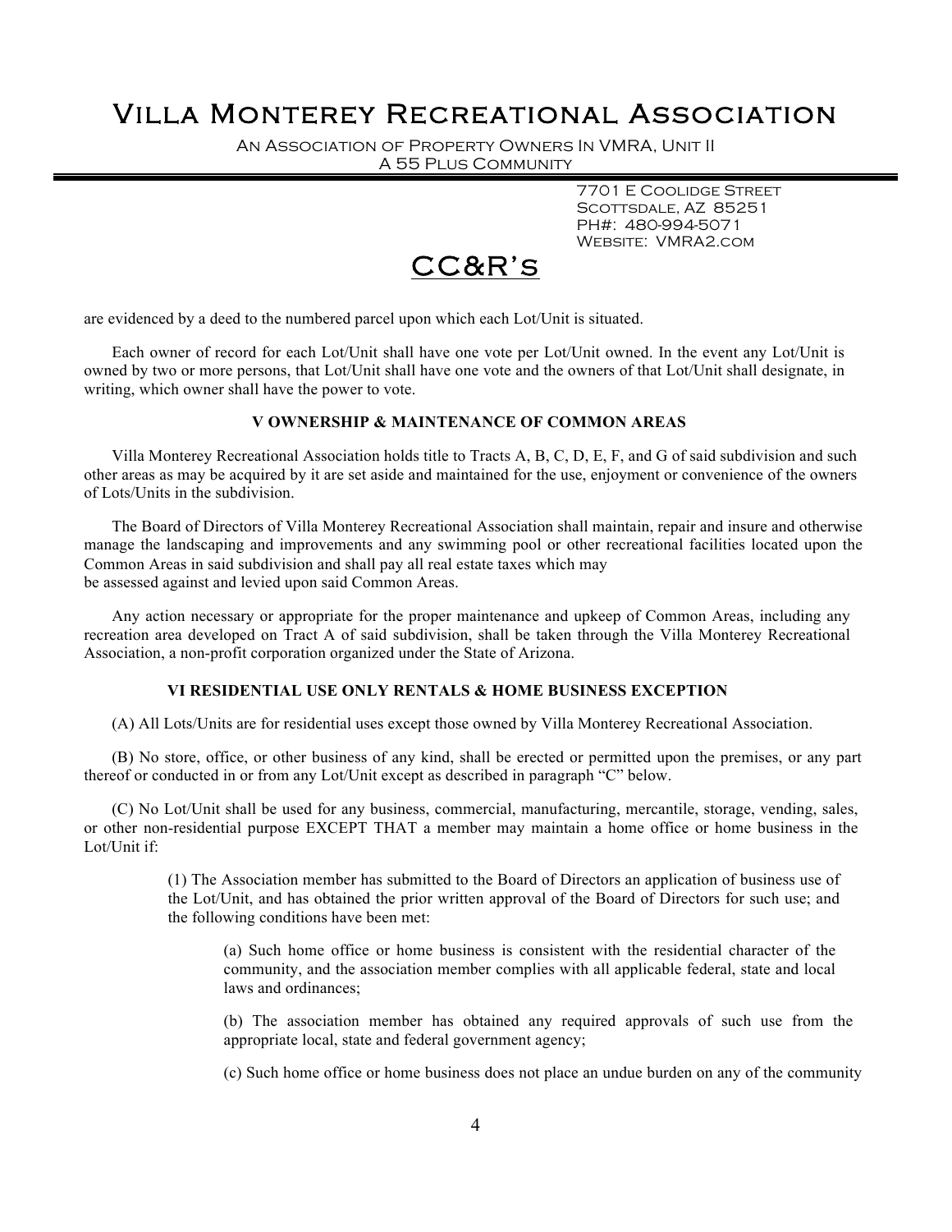are evidenced by a deed to the numbered parcel upon which each Lot/Unit is situated.

Each owner of record for each Lot/Unit shall have one vote per Lot/Unit owned. In the event any Lot/Unit is owned by two or more persons, that Lot/Unit shall have one vote and the owners of that Lot/Unit shall designate, in writing, which owner shall have the power to vote.

### V OWNERSHIP & MAINTENANCE OF COMMON AREAS

Villa Monterey Recreational Association holds title to Tracts A, B, C, D, E, F, and G of said subdivision and such other areas as may be acquired by it are set aside and maintained for the use, enjoyment or convenience of the owners of Lots/Units in the subdivision.

The Board of Directors of Villa Monterey Recreational Association shall maintain, repair and insure and otherwise manage the landscaping and improvements and any swimming pool or other recreational facilities located upon the Common Areas in said subdivision and shall pay all real estate taxes which may be assessed against and levied upon said Common Areas.

Any action necessary or appropriate for the proper maintenance and upkeep of Common Areas, including any recreation area developed on Tract A of said subdivision, shall be taken through the Villa Monterey Recreational Association, a non-profit corporation organized under the State of Arizona.

### VI RESIDENTIAL USE ONLY RENTALS & HOME BUSINESS EXCEPTION

(A) All Lots/Units are for residential uses except those owned by Villa Monterey Recreational Association.

(B) No store, office, or other business of any kind, shall be erected or permitted upon the premises, or any part thereof or conducted in or from any Lot/Unit except as described in paragraph "C" below.

(C) No Lot/Unit shall be used for any business, commercial, manufacturing, mercantile, storage, vending, sales, or other non-residential purpose EXCEPT THAT a member may maintain a home office or home business in the Lot/Unit if:

> (1) The Association member has submitted to the Board of Directors an application of business use of the Lot/Unit, and has obtained the prior written approval of the Board of Directors for such use; and the following conditions have been met:
>
> > (a) Such home office or home business is consistent with the residential character of the community, and the association member complies with all applicable federal, state and local laws and ordinances;
> >
> > (b) The association member has obtained any required approvals of such use from the appropriate local, state and federal government agency;
> >
> > (c) Such home office or home business does not place an undue burden on any of the community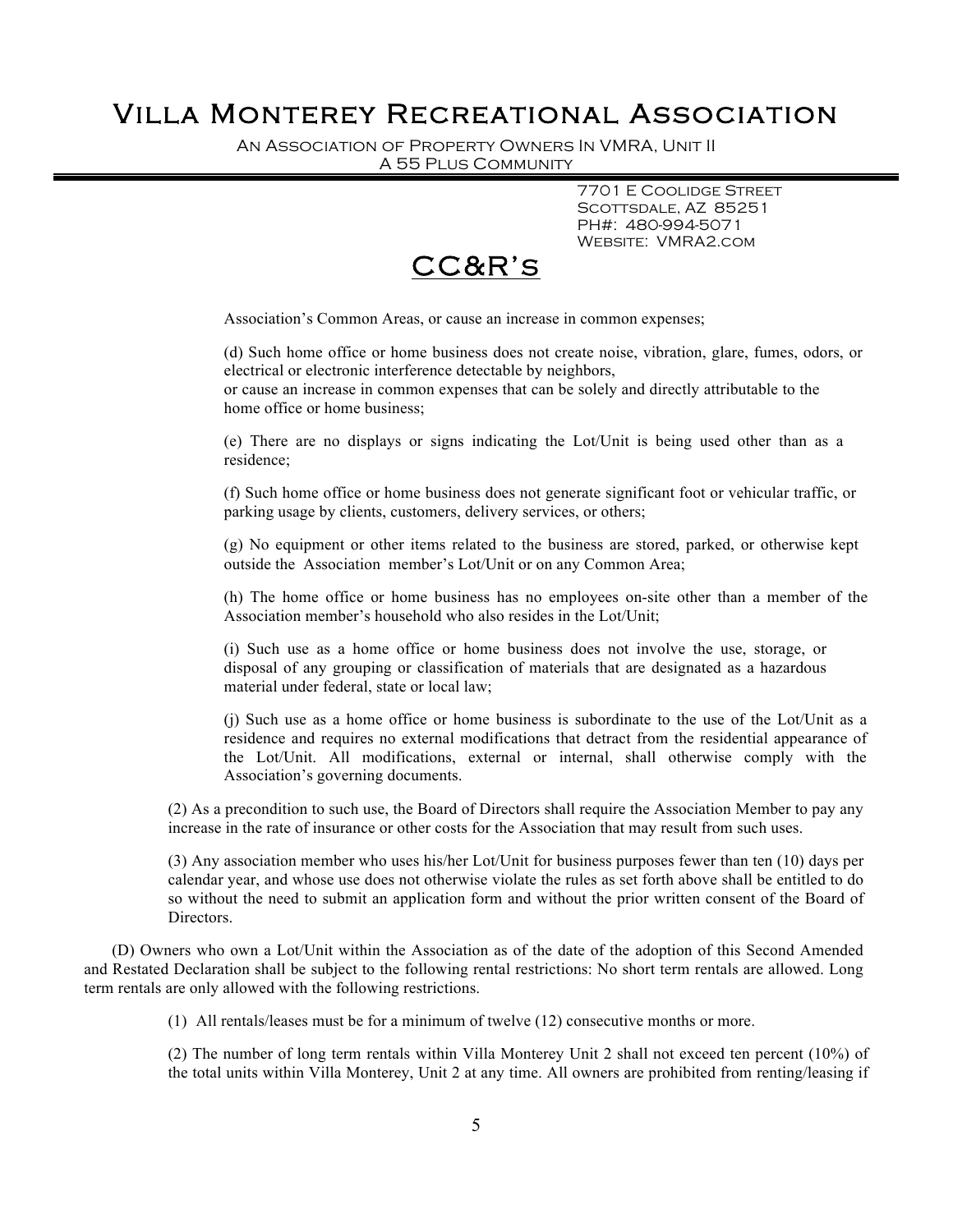Association's Common Areas, or cause an increase in common expenses;

(d) Such home office or home business does not create noise, vibration, glare, fumes, odors, or electrical or electronic interference detectable by neighbors,
or cause an increase in common expenses that can be solely and directly attributable to the home office or home business;

(e) There are no displays or signs indicating the Lot/Unit is being used other than as a residence;

(f) Such home office or home business does not generate significant foot or vehicular traffic, or parking usage by clients, customers, delivery services, or others;

(g) No equipment or other items related to the business are stored, parked, or otherwise kept outside the Association member's Lot/Unit or on any Common Area;

(h) The home office or home business has no employees on-site other than a member of the Association member's household who also resides in the Lot/Unit;

(i) Such use as a home office or home business does not involve the use, storage, or disposal of any grouping or classification of materials that are designated as a hazardous material under federal, state or local law;

(j) Such use as a home office or home business is subordinate to the use of the Lot/Unit as a residence and requires no external modifications that detract from the residential appearance of the Lot/Unit. All modifications, external or internal, shall otherwise comply with the Association's governing documents.

(2) As a precondition to such use, the Board of Directors shall require the Association Member to pay any increase in the rate of insurance or other costs for the Association that may result from such uses.

(3) Any association member who uses his/her Lot/Unit for business purposes fewer than ten (10) days per calendar year, and whose use does not otherwise violate the rules as set forth above shall be entitled to do so without the need to submit an application form and without the prior written consent of the Board of Directors.

(D) Owners who own a Lot/Unit within the Association as of the date of the adoption of this Second Amended and Restated Declaration shall be subject to the following rental restrictions: No short term rentals are allowed. Long term rentals are only allowed with the following restrictions.

(1) All rentals/leases must be for a minimum of twelve (12) consecutive months or more.

(2) The number of long term rentals within Villa Monterey Unit 2 shall not exceed ten percent (10%) of the total units within Villa Monterey, Unit 2 at any time. All owners are prohibited from renting/leasing if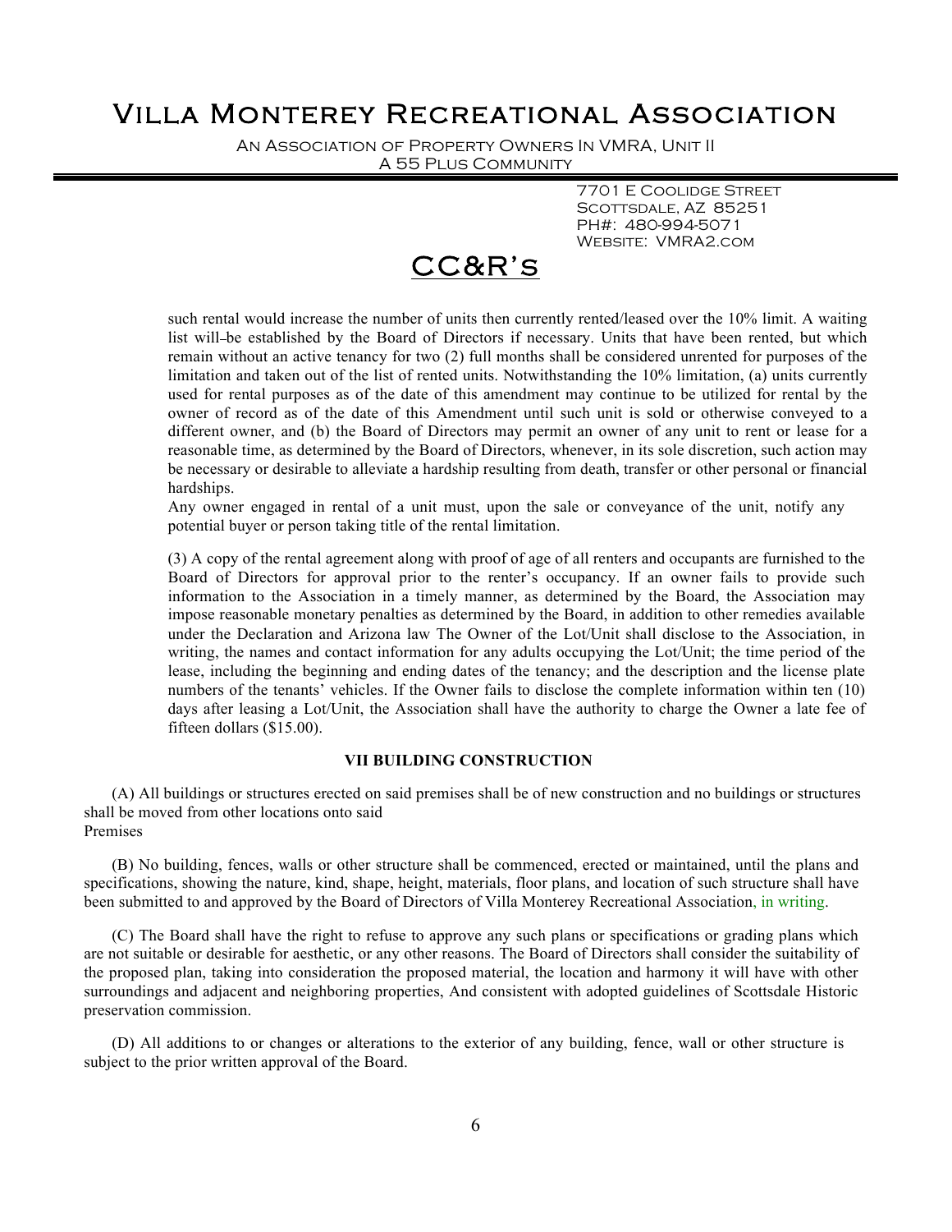such rental would increase the number of units then currently rented/leased over the 10% limit. A waiting list will be established by the Board of Directors if necessary. Units that have been rented, but which remain without an active tenancy for two (2) full months shall be considered unrented for purposes of the limitation and taken out of the list of rented units. Notwithstanding the 10% limitation, (a) units currently used for rental purposes as of the date of this amendment may continue to be utilized for rental by the owner of record as of the date of this Amendment until such unit is sold or otherwise conveyed to a different owner, and (b) the Board of Directors may permit an owner of any unit to rent or lease for a reasonable time, as determined by the Board of Directors, whenever, in its sole discretion, such action may be necessary or desirable to alleviate a hardship resulting from death, transfer or other personal or financial hardships.

Any owner engaged in rental of a unit must, upon the sale or conveyance of the unit, notify any potential buyer or person taking title of the rental limitation.

(3) A copy of the rental agreement along with proof of age of all renters and occupants are furnished to the Board of Directors for approval prior to the renter's occupancy. If an owner fails to provide such information to the Association in a timely manner, as determined by the Board, the Association may impose reasonable monetary penalties as determined by the Board, in addition to other remedies available under the Declaration and Arizona law The Owner of the Lot/Unit shall disclose to the Association, in writing, the names and contact information for any adults occupying the Lot/Unit; the time period of the lease, including the beginning and ending dates of the tenancy; and the description and the license plate numbers of the tenants' vehicles. If the Owner fails to disclose the complete information within ten (10) days after leasing a Lot/Unit, the Association shall have the authority to charge the Owner a late fee of fifteen dollars ($15.00).

**VII BUILDING CONSTRUCTION**

(A) All buildings or structures erected on said premises shall be of new construction and no buildings or structures shall be moved from other locations onto said Premises

(B) No building, fences, walls or other structure shall be commenced, erected or maintained, until the plans and specifications, showing the nature, kind, shape, height, materials, floor plans, and location of such structure shall have been submitted to and approved by the Board of Directors of Villa Monterey Recreational Association, in writing.

(C) The Board shall have the right to refuse to approve any such plans or specifications or grading plans which are not suitable or desirable for aesthetic, or any other reasons. The Board of Directors shall consider the suitability of the proposed plan, taking into consideration the proposed material, the location and harmony it will have with other surroundings and adjacent and neighboring properties, And consistent with adopted guidelines of Scottsdale Historic preservation commission.

(D) All additions to or changes or alterations to the exterior of any building, fence, wall or other structure is subject to the prior written approval of the Board.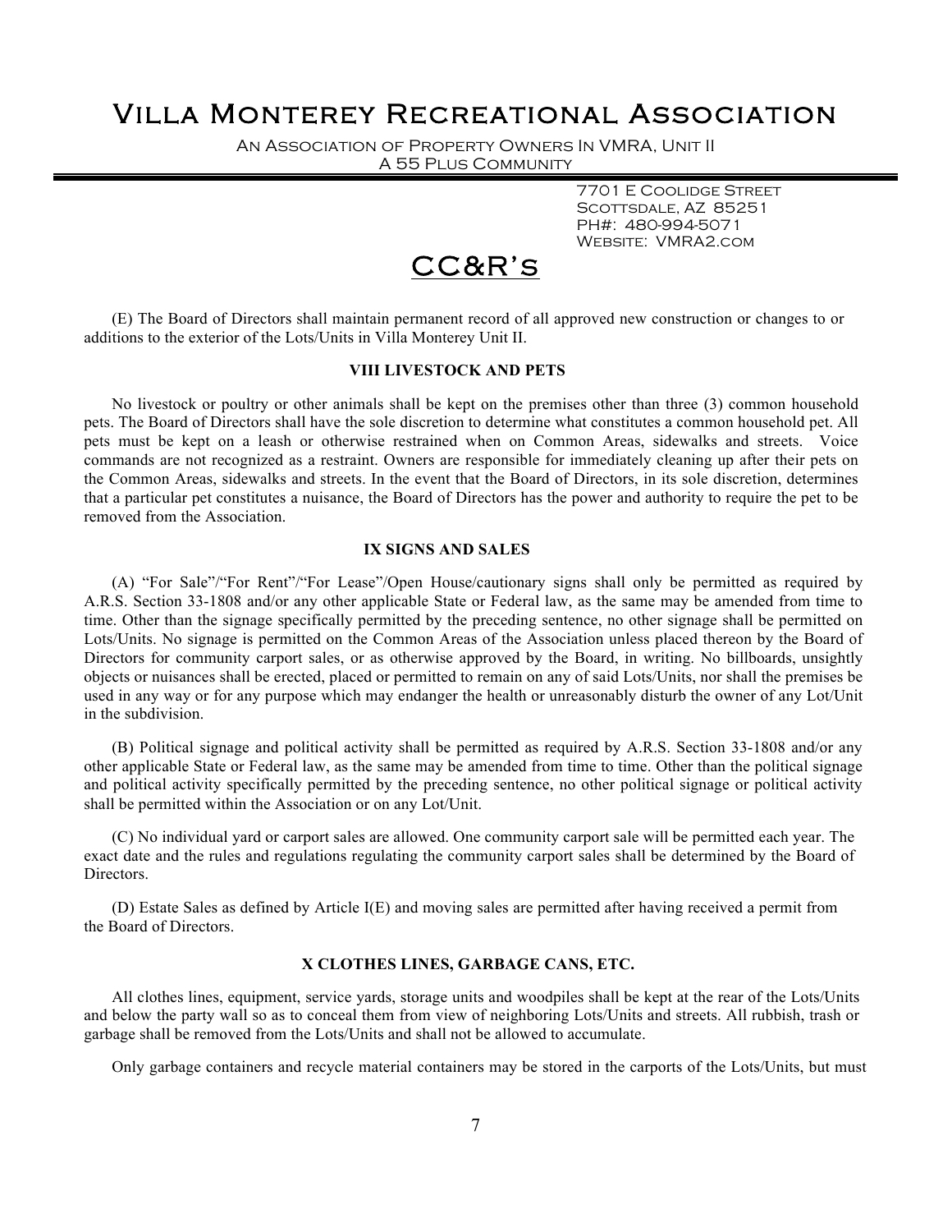(E) The Board of Directors shall maintain permanent record of all approved new construction or changes to or additions to the exterior of the Lots/Units in Villa Monterey Unit II.

### VIII LIVESTOCK AND PETS

No livestock or poultry or other animals shall be kept on the premises other than three (3) common household pets. The Board of Directors shall have the sole discretion to determine what constitutes a common household pet. All pets must be kept on a leash or otherwise restrained when on Common Areas, sidewalks and streets. Voice commands are not recognized as a restraint. Owners are responsible for immediately cleaning up after their pets on the Common Areas, sidewalks and streets. In the event that the Board of Directors, in its sole discretion, determines that a particular pet constitutes a nuisance, the Board of Directors has the power and authority to require the pet to be removed from the Association.

### IX SIGNS AND SALES

(A) "For Sale"/"For Rent"/"For Lease"/Open House/cautionary signs shall only be permitted as required by A.R.S. Section 33-1808 and/or any other applicable State or Federal law, as the same may be amended from time to time. Other than the signage specifically permitted by the preceding sentence, no other signage shall be permitted on Lots/Units. No signage is permitted on the Common Areas of the Association unless placed thereon by the Board of Directors for community carport sales, or as otherwise approved by the Board, in writing. No billboards, unsightly objects or nuisances shall be erected, placed or permitted to remain on any of said Lots/Units, nor shall the premises be used in any way or for any purpose which may endanger the health or unreasonably disturb the owner of any Lot/Unit in the subdivision.

(B) Political signage and political activity shall be permitted as required by A.R.S. Section 33-1808 and/or any other applicable State or Federal law, as the same may be amended from time to time. Other than the political signage and political activity specifically permitted by the preceding sentence, no other political signage or political activity shall be permitted within the Association or on any Lot/Unit.

(C) No individual yard or carport sales are allowed. One community carport sale will be permitted each year. The exact date and the rules and regulations regulating the community carport sales shall be determined by the Board of Directors.

(D) Estate Sales as defined by Article I(E) and moving sales are permitted after having received a permit from the Board of Directors.

### X CLOTHES LINES, GARBAGE CANS, ETC.

All clothes lines, equipment, service yards, storage units and woodpiles shall be kept at the rear of the Lots/Units and below the party wall so as to conceal them from view of neighboring Lots/Units and streets. All rubbish, trash or garbage shall be removed from the Lots/Units and shall not be allowed to accumulate.

Only garbage containers and recycle material containers may be stored in the carports of the Lots/Units, but must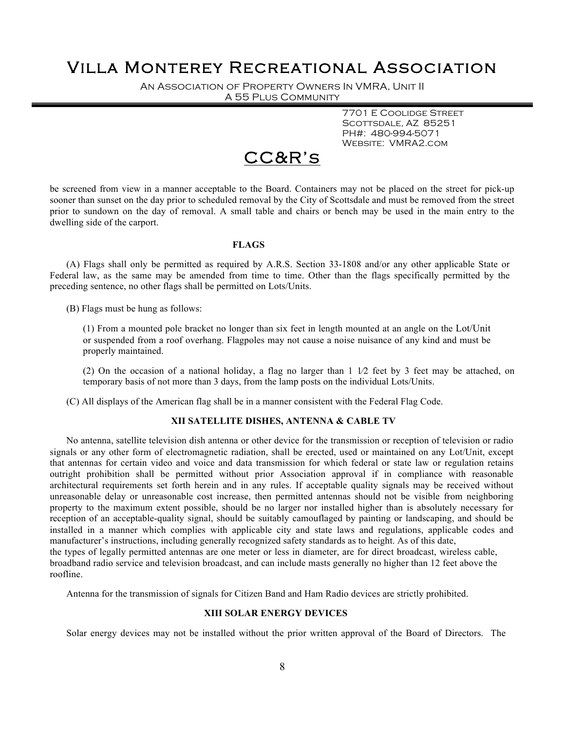be screened from view in a manner acceptable to the Board. Containers may not be placed on the street for pick-up sooner than sunset on the day prior to scheduled removal by the City of Scottsdale and must be removed from the street prior to sundown on the day of removal. A small table and chairs or bench may be used in the main entry to the dwelling side of the carport.

### FLAGS

(A) Flags shall only be permitted as required by A.R.S. Section 33-1808 and/or any other applicable State or Federal law, as the same may be amended from time to time. Other than the flags specifically permitted by the preceding sentence, no other flags shall be permitted on Lots/Units.

(B) Flags must be hung as follows:

(1) From a mounted pole bracket no longer than six feet in length mounted at an angle on the Lot/Unit or suspended from a roof overhang. Flagpoles may not cause a noise nuisance of any kind and must be properly maintained.

(2) On the occasion of a national holiday, a flag no larger than 1 1⁄2 feet by 3 feet may be attached, on temporary basis of not more than 3 days, from the lamp posts on the individual Lots/Units.

(C) All displays of the American flag shall be in a manner consistent with the Federal Flag Code.

### XII SATELLITE DISHES, ANTENNA & CABLE TV

No antenna, satellite television dish antenna or other device for the transmission or reception of television or radio signals or any other form of electromagnetic radiation, shall be erected, used or maintained on any Lot/Unit, except that antennas for certain video and voice and data transmission for which federal or state law or regulation retains outright prohibition shall be permitted without prior Association approval if in compliance with reasonable architectural requirements set forth herein and in any rules. If acceptable quality signals may be received without unreasonable delay or unreasonable cost increase, then permitted antennas should not be visible from neighboring property to the maximum extent possible, should be no larger nor installed higher than is absolutely necessary for reception of an acceptable-quality signal, should be suitably camouflaged by painting or landscaping, and should be installed in a manner which complies with applicable city and state laws and regulations, applicable codes and manufacturer's instructions, including generally recognized safety standards as to height. As of this date, the types of legally permitted antennas are one meter or less in diameter, are for direct broadcast, wireless cable, broadband radio service and television broadcast, and can include masts generally no higher than 12 feet above the roofline.

Antenna for the transmission of signals for Citizen Band and Ham Radio devices are strictly prohibited.

### XIII SOLAR ENERGY DEVICES

Solar energy devices may not be installed without the prior written approval of the Board of Directors. The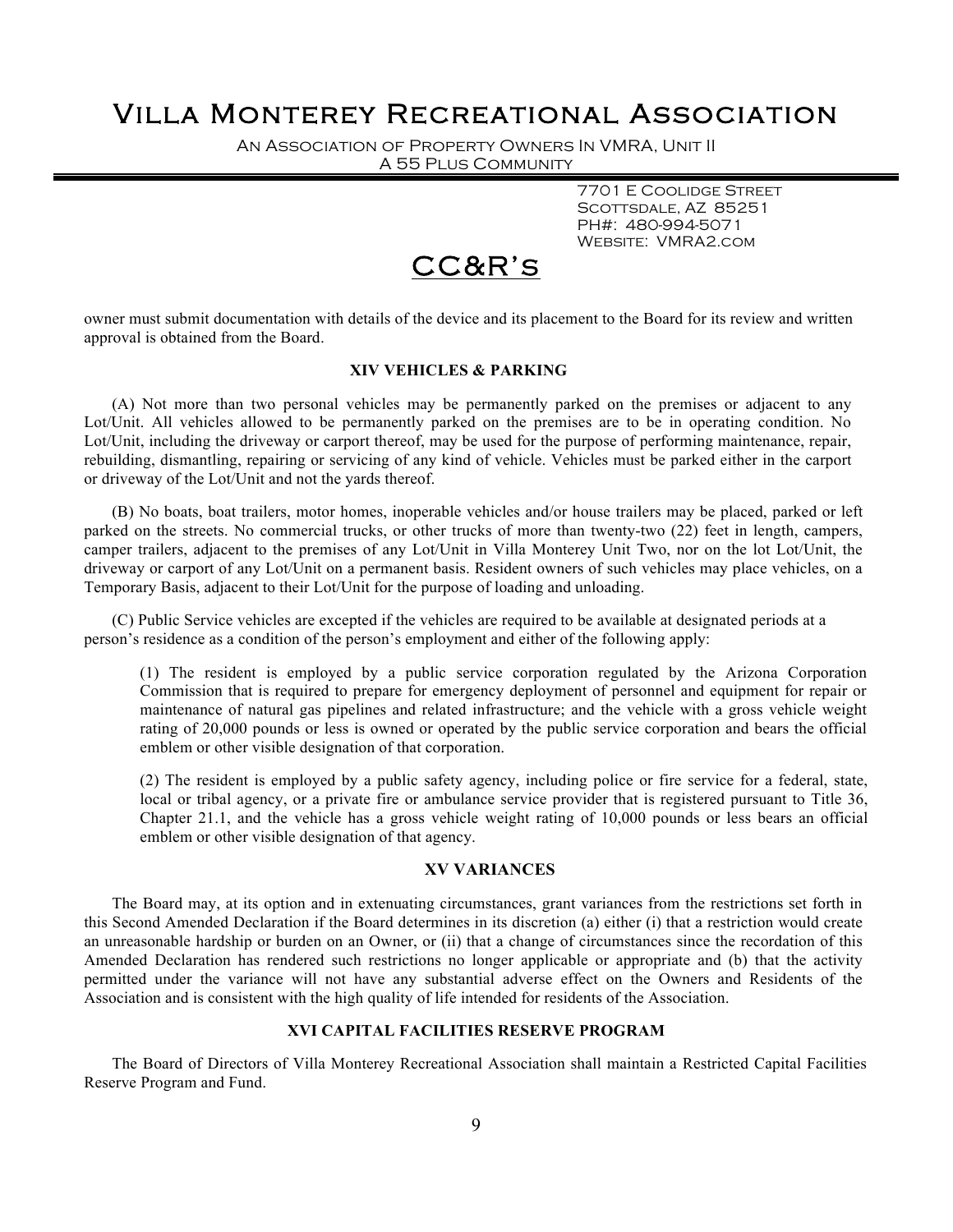owner must submit documentation with details of the device and its placement to the Board for its review and written approval is obtained from the Board.

## XIV VEHICLES & PARKING

(A) Not more than two personal vehicles may be permanently parked on the premises or adjacent to any Lot/Unit. All vehicles allowed to be permanently parked on the premises are to be in operating condition. No Lot/Unit, including the driveway or carport thereof, may be used for the purpose of performing maintenance, repair, rebuilding, dismantling, repairing or servicing of any kind of vehicle. Vehicles must be parked either in the carport or driveway of the Lot/Unit and not the yards thereof.

(B) No boats, boat trailers, motor homes, inoperable vehicles and/or house trailers may be placed, parked or left parked on the streets. No commercial trucks, or other trucks of more than twenty-two (22) feet in length, campers, camper trailers, adjacent to the premises of any Lot/Unit in Villa Monterey Unit Two, nor on the lot Lot/Unit, the driveway or carport of any Lot/Unit on a permanent basis. Resident owners of such vehicles may place vehicles, on a Temporary Basis, adjacent to their Lot/Unit for the purpose of loading and unloading.

(C) Public Service vehicles are excepted if the vehicles are required to be available at designated periods at a person's residence as a condition of the person's employment and either of the following apply:

(1) The resident is employed by a public service corporation regulated by the Arizona Corporation Commission that is required to prepare for emergency deployment of personnel and equipment for repair or maintenance of natural gas pipelines and related infrastructure; and the vehicle with a gross vehicle weight rating of 20,000 pounds or less is owned or operated by the public service corporation and bears the official emblem or other visible designation of that corporation.

(2) The resident is employed by a public safety agency, including police or fire service for a federal, state, local or tribal agency, or a private fire or ambulance service provider that is registered pursuant to Title 36, Chapter 21.1, and the vehicle has a gross vehicle weight rating of 10,000 pounds or less bears an official emblem or other visible designation of that agency.

## XV VARIANCES

The Board may, at its option and in extenuating circumstances, grant variances from the restrictions set forth in this Second Amended Declaration if the Board determines in its discretion (a) either (i) that a restriction would create an unreasonable hardship or burden on an Owner, or (ii) that a change of circumstances since the recordation of this Amended Declaration has rendered such restrictions no longer applicable or appropriate and (b) that the activity permitted under the variance will not have any substantial adverse effect on the Owners and Residents of the Association and is consistent with the high quality of life intended for residents of the Association.

## XVI CAPITAL FACILITIES RESERVE PROGRAM

The Board of Directors of Villa Monterey Recreational Association shall maintain a Restricted Capital Facilities Reserve Program and Fund.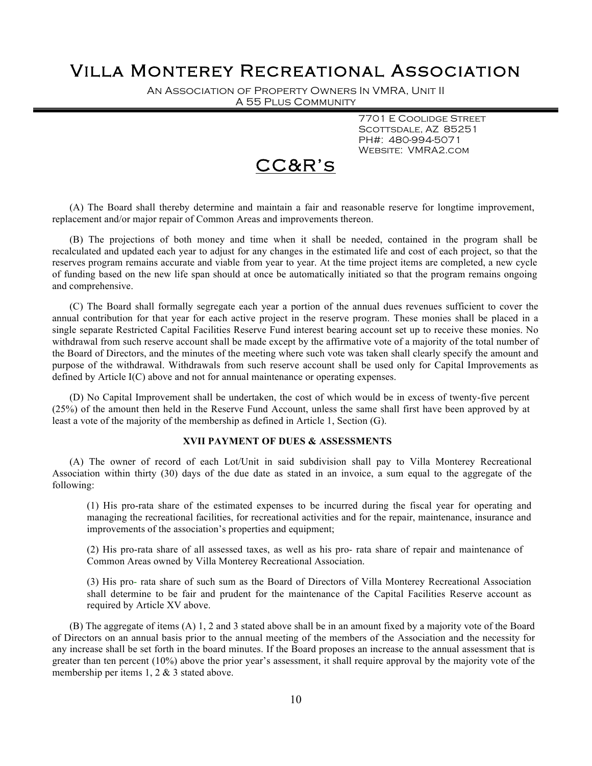(A) The Board shall thereby determine and maintain a fair and reasonable reserve for longtime improvement, replacement and/or major repair of Common Areas and improvements thereon.

(B) The projections of both money and time when it shall be needed, contained in the program shall be recalculated and updated each year to adjust for any changes in the estimated life and cost of each project, so that the reserves program remains accurate and viable from year to year. At the time project items are completed, a new cycle of funding based on the new life span should at once be automatically initiated so that the program remains ongoing and comprehensive.

(C) The Board shall formally segregate each year a portion of the annual dues revenues sufficient to cover the annual contribution for that year for each active project in the reserve program. These monies shall be placed in a single separate Restricted Capital Facilities Reserve Fund interest bearing account set up to receive these monies. No withdrawal from such reserve account shall be made except by the affirmative vote of a majority of the total number of the Board of Directors, and the minutes of the meeting where such vote was taken shall clearly specify the amount and purpose of the withdrawal. Withdrawals from such reserve account shall be used only for Capital Improvements as defined by Article I(C) above and not for annual maintenance or operating expenses.

(D) No Capital Improvement shall be undertaken, the cost of which would be in excess of twenty-five percent (25%) of the amount then held in the Reserve Fund Account, unless the same shall first have been approved by at least a vote of the majority of the membership as defined in Article 1, Section (G).

**XVII PAYMENT OF DUES & ASSESSMENTS**

(A) The owner of record of each Lot/Unit in said subdivision shall pay to Villa Monterey Recreational Association within thirty (30) days of the due date as stated in an invoice, a sum equal to the aggregate of the following:

> (1) His pro-rata share of the estimated expenses to be incurred during the fiscal year for operating and managing the recreational facilities, for recreational activities and for the repair, maintenance, insurance and improvements of the association's properties and equipment;
>
> (2) His pro-rata share of all assessed taxes, as well as his pro- rata share of repair and maintenance of Common Areas owned by Villa Monterey Recreational Association.
>
> (3) His pro- rata share of such sum as the Board of Directors of Villa Monterey Recreational Association shall determine to be fair and prudent for the maintenance of the Capital Facilities Reserve account as required by Article XV above.

(B) The aggregate of items (A) 1, 2 and 3 stated above shall be in an amount fixed by a majority vote of the Board of Directors on an annual basis prior to the annual meeting of the members of the Association and the necessity for any increase shall be set forth in the board minutes. If the Board proposes an increase to the annual assessment that is greater than ten percent (10%) above the prior year's assessment, it shall require approval by the majority vote of the membership per items 1, 2 & 3 stated above.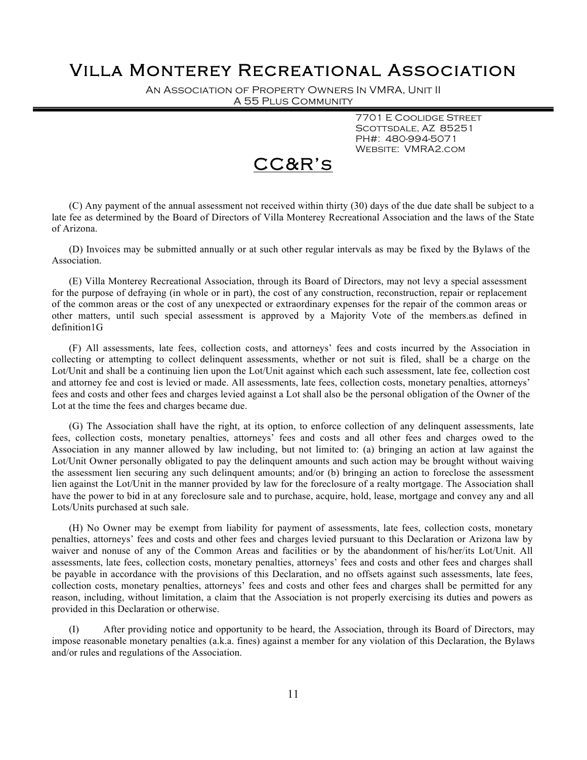(C) Any payment of the annual assessment not received within thirty (30) days of the due date shall be subject to a late fee as determined by the Board of Directors of Villa Monterey Recreational Association and the laws of the State of Arizona.

(D) Invoices may be submitted annually or at such other regular intervals as may be fixed by the Bylaws of the Association.

(E) Villa Monterey Recreational Association, through its Board of Directors, may not levy a special assessment for the purpose of defraying (in whole or in part), the cost of any construction, reconstruction, repair or replacement of the common areas or the cost of any unexpected or extraordinary expenses for the repair of the common areas or other matters, until such special assessment is approved by a Majority Vote of the members.as defined in definition1G

(F) All assessments, late fees, collection costs, and attorneys' fees and costs incurred by the Association in collecting or attempting to collect delinquent assessments, whether or not suit is filed, shall be a charge on the Lot/Unit and shall be a continuing lien upon the Lot/Unit against which each such assessment, late fee, collection cost and attorney fee and cost is levied or made. All assessments, late fees, collection costs, monetary penalties, attorneys' fees and costs and other fees and charges levied against a Lot shall also be the personal obligation of the Owner of the Lot at the time the fees and charges became due.

(G) The Association shall have the right, at its option, to enforce collection of any delinquent assessments, late fees, collection costs, monetary penalties, attorneys' fees and costs and all other fees and charges owed to the Association in any manner allowed by law including, but not limited to: (a) bringing an action at law against the Lot/Unit Owner personally obligated to pay the delinquent amounts and such action may be brought without waiving the assessment lien securing any such delinquent amounts; and/or (b) bringing an action to foreclose the assessment lien against the Lot/Unit in the manner provided by law for the foreclosure of a realty mortgage. The Association shall have the power to bid in at any foreclosure sale and to purchase, acquire, hold, lease, mortgage and convey any and all Lots/Units purchased at such sale.

(H) No Owner may be exempt from liability for payment of assessments, late fees, collection costs, monetary penalties, attorneys' fees and costs and other fees and charges levied pursuant to this Declaration or Arizona law by waiver and nonuse of any of the Common Areas and facilities or by the abandonment of his/her/its Lot/Unit. All assessments, late fees, collection costs, monetary penalties, attorneys' fees and costs and other fees and charges shall be payable in accordance with the provisions of this Declaration, and no offsets against such assessments, late fees, collection costs, monetary penalties, attorneys' fees and costs and other fees and charges shall be permitted for any reason, including, without limitation, a claim that the Association is not properly exercising its duties and powers as provided in this Declaration or otherwise.

(I) After providing notice and opportunity to be heard, the Association, through its Board of Directors, may impose reasonable monetary penalties (a.k.a. fines) against a member for any violation of this Declaration, the Bylaws and/or rules and regulations of the Association.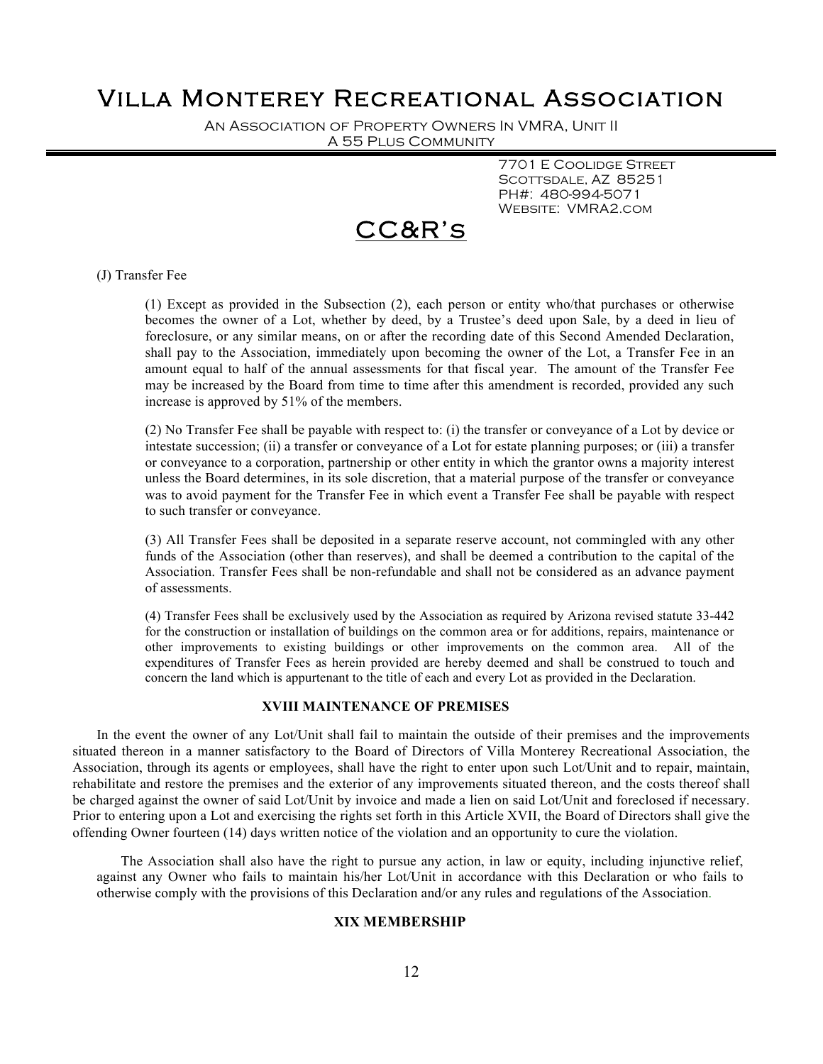(J) Transfer Fee

(1) Except as provided in the Subsection (2), each person or entity who/that purchases or otherwise becomes the owner of a Lot, whether by deed, by a Trustee's deed upon Sale, by a deed in lieu of foreclosure, or any similar means, on or after the recording date of this Second Amended Declaration, shall pay to the Association, immediately upon becoming the owner of the Lot, a Transfer Fee in an amount equal to half of the annual assessments for that fiscal year. The amount of the Transfer Fee may be increased by the Board from time to time after this amendment is recorded, provided any such increase is approved by 51% of the members.

(2) No Transfer Fee shall be payable with respect to: (i) the transfer or conveyance of a Lot by device or intestate succession; (ii) a transfer or conveyance of a Lot for estate planning purposes; or (iii) a transfer or conveyance to a corporation, partnership or other entity in which the grantor owns a majority interest unless the Board determines, in its sole discretion, that a material purpose of the transfer or conveyance was to avoid payment for the Transfer Fee in which event a Transfer Fee shall be payable with respect to such transfer or conveyance.

(3) All Transfer Fees shall be deposited in a separate reserve account, not commingled with any other funds of the Association (other than reserves), and shall be deemed a contribution to the capital of the Association. Transfer Fees shall be non-refundable and shall not be considered as an advance payment of assessments.

(4) Transfer Fees shall be exclusively used by the Association as required by Arizona revised statute 33-442 for the construction or installation of buildings on the common area or for additions, repairs, maintenance or other improvements to existing buildings or other improvements on the common area. All of the expenditures of Transfer Fees as herein provided are hereby deemed and shall be construed to touch and concern the land which is appurtenant to the title of each and every Lot as provided in the Declaration.

## XVIII MAINTENANCE OF PREMISES

In the event the owner of any Lot/Unit shall fail to maintain the outside of their premises and the improvements situated thereon in a manner satisfactory to the Board of Directors of Villa Monterey Recreational Association, the Association, through its agents or employees, shall have the right to enter upon such Lot/Unit and to repair, maintain, rehabilitate and restore the premises and the exterior of any improvements situated thereon, and the costs thereof shall be charged against the owner of said Lot/Unit by invoice and made a lien on said Lot/Unit and foreclosed if necessary. Prior to entering upon a Lot and exercising the rights set forth in this Article XVII, the Board of Directors shall give the offending Owner fourteen (14) days written notice of the violation and an opportunity to cure the violation.

The Association shall also have the right to pursue any action, in law or equity, including injunctive relief, against any Owner who fails to maintain his/her Lot/Unit in accordance with this Declaration or who fails to otherwise comply with the provisions of this Declaration and/or any rules and regulations of the Association.

## XIX MEMBERSHIP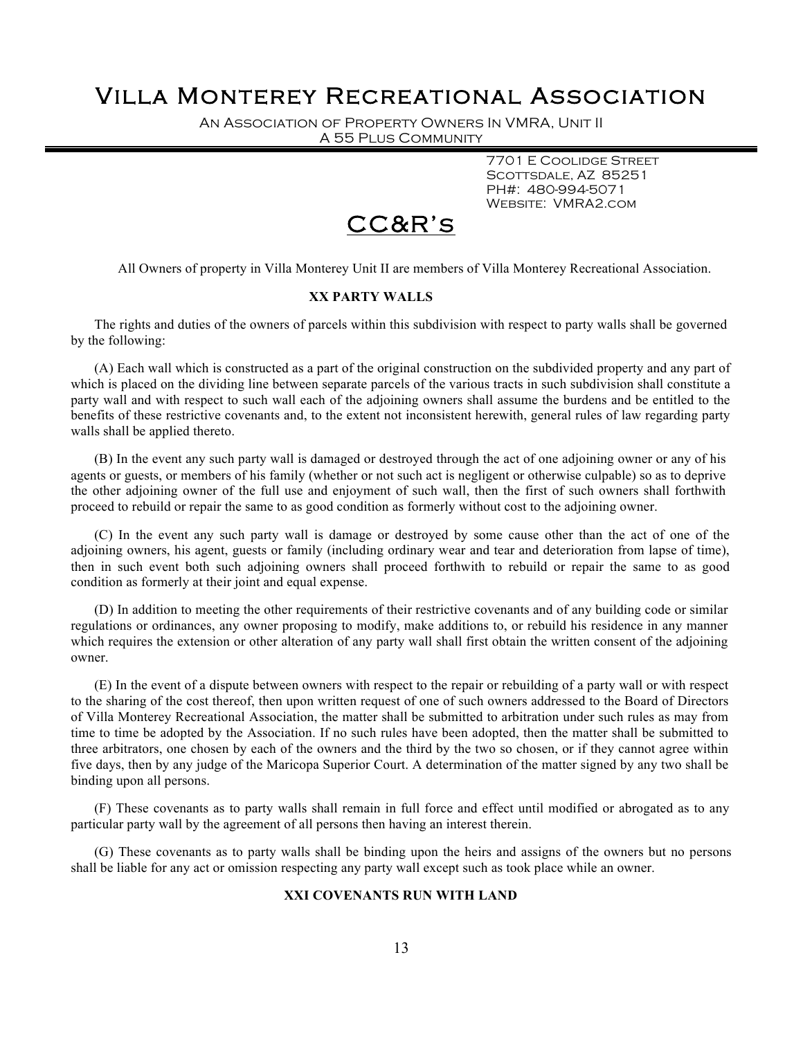# Villa Monterey Recreational Association

An Association of Property Owners In VMRA, Unit II
A 55 Plus Community

7701 E Coolidge Street
Scottsdale, AZ 85251
PH#: 480-994-5071
Website: VMRA2.com

## CC&R's

All Owners of property in Villa Monterey Unit II are members of Villa Monterey Recreational Association.

### XX PARTY WALLS

The rights and duties of the owners of parcels within this subdivision with respect to party walls shall be governed by the following:

(A) Each wall which is constructed as a part of the original construction on the subdivided property and any part of which is placed on the dividing line between separate parcels of the various tracts in such subdivision shall constitute a party wall and with respect to such wall each of the adjoining owners shall assume the burdens and be entitled to the benefits of these restrictive covenants and, to the extent not inconsistent herewith, general rules of law regarding party walls shall be applied thereto.

(B) In the event any such party wall is damaged or destroyed through the act of one adjoining owner or any of his agents or guests, or members of his family (whether or not such act is negligent or otherwise culpable) so as to deprive the other adjoining owner of the full use and enjoyment of such wall, then the first of such owners shall forthwith proceed to rebuild or repair the same to as good condition as formerly without cost to the adjoining owner.

(C) In the event any such party wall is damage or destroyed by some cause other than the act of one of the adjoining owners, his agent, guests or family (including ordinary wear and tear and deterioration from lapse of time), then in such event both such adjoining owners shall proceed forthwith to rebuild or repair the same to as good condition as formerly at their joint and equal expense.

(D) In addition to meeting the other requirements of their restrictive covenants and of any building code or similar regulations or ordinances, any owner proposing to modify, make additions to, or rebuild his residence in any manner which requires the extension or other alteration of any party wall shall first obtain the written consent of the adjoining owner.

(E) In the event of a dispute between owners with respect to the repair or rebuilding of a party wall or with respect to the sharing of the cost thereof, then upon written request of one of such owners addressed to the Board of Directors of Villa Monterey Recreational Association, the matter shall be submitted to arbitration under such rules as may from time to time be adopted by the Association. If no such rules have been adopted, then the matter shall be submitted to three arbitrators, one chosen by each of the owners and the third by the two so chosen, or if they cannot agree within five days, then by any judge of the Maricopa Superior Court. A determination of the matter signed by any two shall be binding upon all persons.

(F) These covenants as to party walls shall remain in full force and effect until modified or abrogated as to any particular party wall by the agreement of all persons then having an interest therein.

(G) These covenants as to party walls shall be binding upon the heirs and assigns of the owners but no persons shall be liable for any act or omission respecting any party wall except such as took place while an owner.

### XXI COVENANTS RUN WITH LAND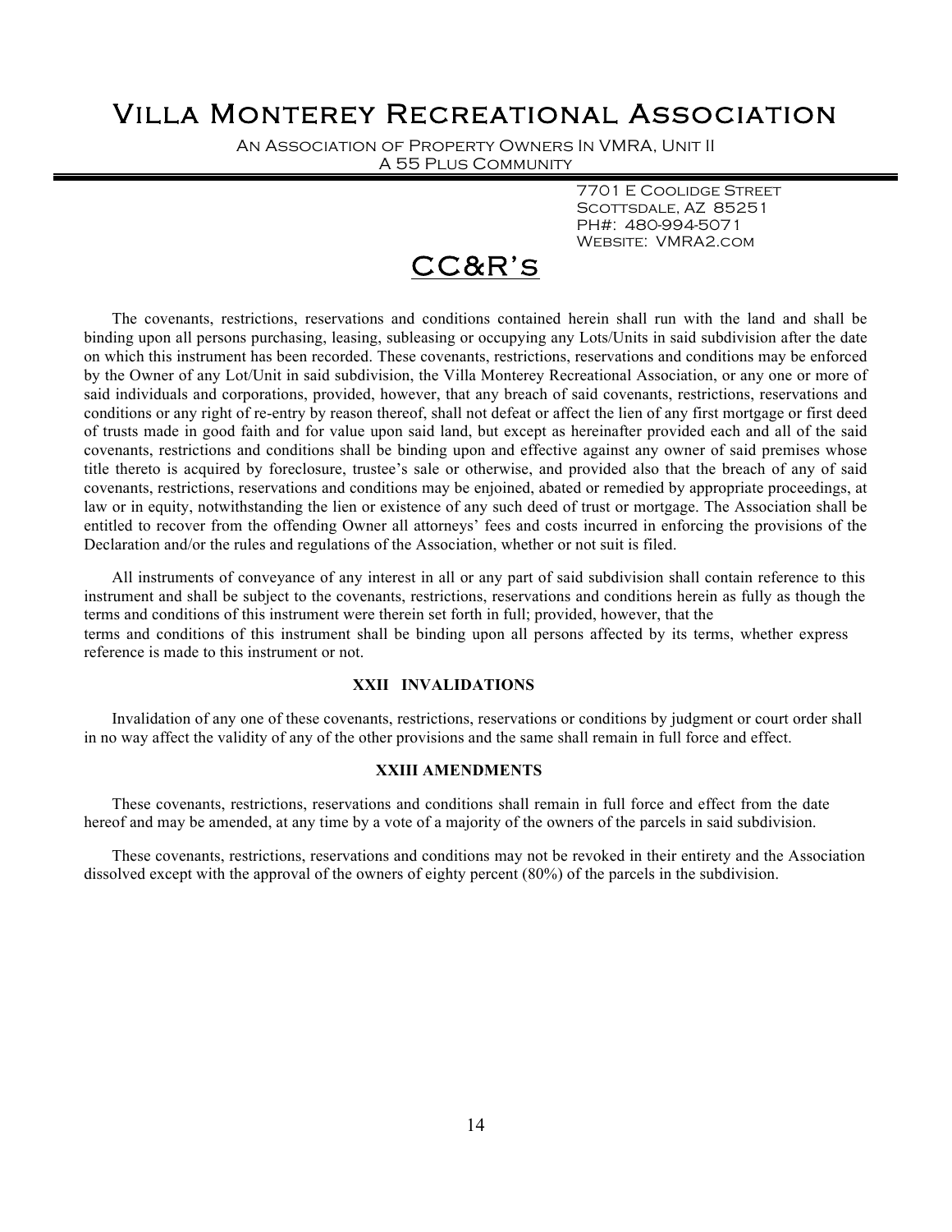# Villa Monterey Recreational Association

An Association of Property Owners In VMRA, Unit II
A 55 Plus Community

7701 E Coolidge Street
Scottsdale, AZ 85251
PH#: 480-994-5071
Website: VMRA2.com

## CC&R's

The covenants, restrictions, reservations and conditions contained herein shall run with the land and shall be binding upon all persons purchasing, leasing, subleasing or occupying any Lots/Units in said subdivision after the date on which this instrument has been recorded. These covenants, restrictions, reservations and conditions may be enforced by the Owner of any Lot/Unit in said subdivision, the Villa Monterey Recreational Association, or any one or more of said individuals and corporations, provided, however, that any breach of said covenants, restrictions, reservations and conditions or any right of re-entry by reason thereof, shall not defeat or affect the lien of any first mortgage or first deed of trusts made in good faith and for value upon said land, but except as hereinafter provided each and all of the said covenants, restrictions and conditions shall be binding upon and effective against any owner of said premises whose title thereto is acquired by foreclosure, trustee's sale or otherwise, and provided also that the breach of any of said covenants, restrictions, reservations and conditions may be enjoined, abated or remedied by appropriate proceedings, at law or in equity, notwithstanding the lien or existence of any such deed of trust or mortgage. The Association shall be entitled to recover from the offending Owner all attorneys' fees and costs incurred in enforcing the provisions of the Declaration and/or the rules and regulations of the Association, whether or not suit is filed.

All instruments of conveyance of any interest in all or any part of said subdivision shall contain reference to this instrument and shall be subject to the covenants, restrictions, reservations and conditions herein as fully as though the terms and conditions of this instrument were therein set forth in full; provided, however, that the terms and conditions of this instrument shall be binding upon all persons affected by its terms, whether express reference is made to this instrument or not.

### XXII INVALIDATIONS

Invalidation of any one of these covenants, restrictions, reservations or conditions by judgment or court order shall in no way affect the validity of any of the other provisions and the same shall remain in full force and effect.

### XXIII AMENDMENTS

These covenants, restrictions, reservations and conditions shall remain in full force and effect from the date hereof and may be amended, at any time by a vote of a majority of the owners of the parcels in said subdivision.

These covenants, restrictions, reservations and conditions may not be revoked in their entirety and the Association dissolved except with the approval of the owners of eighty percent (80%) of the parcels in the subdivision.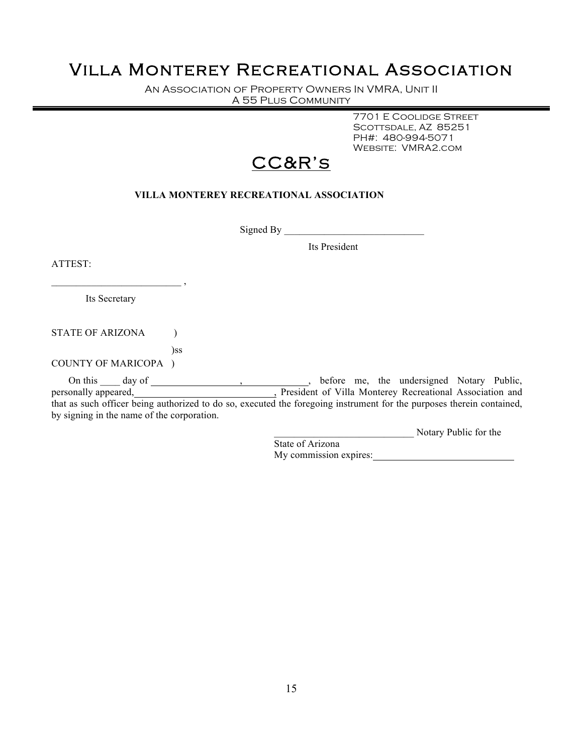# Villa Monterey Recreational Association

An Association of Property Owners In VMRA, Unit II
A 55 Plus Community

7701 E Coolidge Street
Scottsdale, AZ 85251
PH#: 480-994-5071
Website: VMRA2.com

## CC&R's

**VILLA MONTEREY RECREATIONAL ASSOCIATION**

Signed By ____________________________

Its President

ATTEST:

__________________________ ,

Its Secretary

STATE OF ARIZONA )
)ss
COUNTY OF MARICOPA )

On this ____ day of __________________, _____________, before me, the undersigned Notary Public, personally appeared, ____________________________, President of Villa Monterey Recreational Association and that as such officer being authorized to do so, executed the foregoing instrument for the purposes therein contained, by signing in the name of the corporation.

____________________________ Notary Public for the State of Arizona
My commission expires: ____________________________